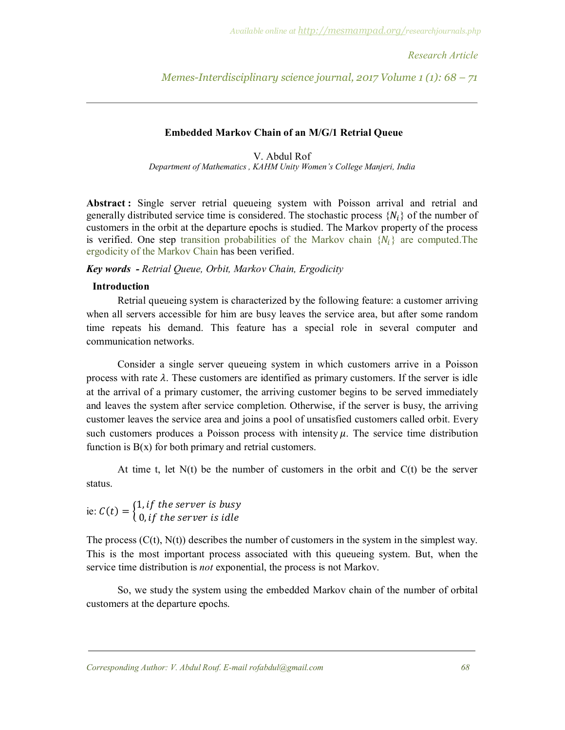# Embedded Markov Chain of an M/G/1 Retrial Queue

V. Abdul Rof

*Department of Mathematics , KAHM Unity Women's College Manjeri, India*

**Abstract :** Single server retrial queueing system with Poisson arrival and retrial and generally distributed service time is considered. The stochastic process $\{N_i\}$ of the number of customers in the orbit at the departure epochs is studied. The Markov property of the process is verified. One step transition probabilities of the Markov chain $\{N_i\}$ are computed.The ergodicity of the Markov Chain has been verified.

***Key words** - Retrial Queue, Orbit, Markov Chain, Ergodicity*

## Introduction

Retrial queueing system is characterized by the following feature: a customer arriving when all servers accessible for him are busy leaves the service area, but after some random time repeats his demand. This feature has a special role in several computer and communication networks.

Consider a single server queueing system in which customers arrive in a Poisson process with rate $\lambda$. These customers are identified as primary customers. If the server is idle at the arrival of a primary customer, the arriving customer begins to be served immediately and leaves the system after service completion. Otherwise, if the server is busy, the arriving customer leaves the service area and joins a pool of unsatisfied customers called orbit. Every such customers produces a Poisson process with intensity $\mu$. The service time distribution function is B(x) for both primary and retrial customers.

At time t, let N(t) be the number of customers in the orbit and C(t) be the server status.

ie: $C(t) = \begin{cases} 1, if\ the\ server\ is\ busy \\ 0, if\ the\ server\ is\ idle \end{cases}$

The process (C(t), N(t)) describes the number of customers in the system in the simplest way. This is the most important process associated with this queueing system. But, when the service time distribution is *not* exponential, the process is not Markov.

So, we study the system using the embedded Markov chain of the number of orbital customers at the departure epochs.

Corresponding Author: V. Abdul Rouf. E-mail rofabdul@gmail.com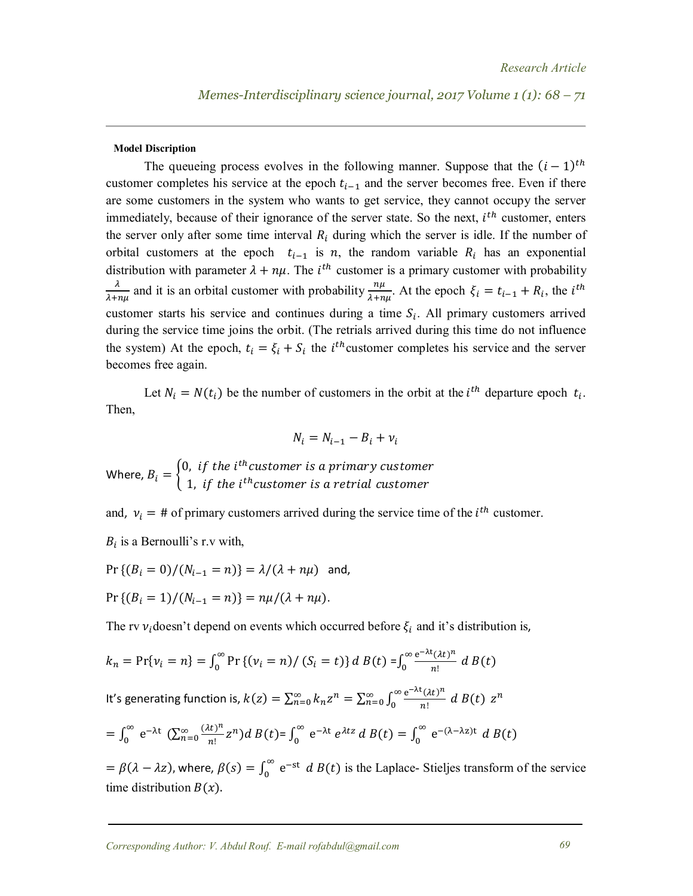**Model Discription**

The queueing process evolves in the following manner. Suppose that the $(i-1)^{th}$ customer completes his service at the epoch $t_{i-1}$ and the server becomes free. Even if there are some customers in the system who wants to get service, they cannot occupy the server immediately, because of their ignorance of the server state. So the next, $i^{th}$ customer, enters the server only after some time interval $R_i$ during which the server is idle. If the number of orbital customers at the epoch $t_{i-1}$ is $n$, the random variable $R_i$ has an exponential distribution with parameter $\lambda + n\mu$. The $i^{th}$ customer is a primary customer with probability $\frac{\lambda}{\lambda+n\mu}$ and it is an orbital customer with probability $\frac{n\mu}{\lambda+n\mu}$. At the epoch $\xi_i = t_{i-1} + R_i$, the $i^{th}$ customer starts his service and continues during a time $S_i$. All primary customers arrived during the service time joins the orbit. (The retrials arrived during this time do not influence the system) At the epoch, $t_i = \xi_i + S_i$ the $i^{th}$ customer completes his service and the server becomes free again.

Let $N_i = N(t_i)$ be the number of customers in the orbit at the $i^{th}$ departure epoch $t_i$. Then,

$$N_i = N_{i-1} - B_i + \nu_i$$

Where, $B_i = \begin{cases} 0, \ \textit{if the } i^{th} \textit{customer is a primary customer} \\ 1, \ \textit{if the } i^{th} \textit{customer is a retrial customer} \end{cases}$

and, $\nu_i = \#$ of primary customers arrived during the service time of the $i^{th}$ customer.

$B_i$ is a Bernoulli's r.v with,

$\Pr\{(B_i = 0)/(N_{i-1} = n)\} = \lambda/(\lambda + n\mu)$ and,

$\Pr\{(B_i = 1)/(N_{i-1} = n)\} = n\mu/(\lambda + n\mu)$.

The rv $\nu_i$ doesn't depend on events which occurred before $\xi_i$ and it's distribution is,

$$k_n = \Pr\{\nu_i = n\} = \int_0^\infty \Pr\{(\nu_i = n)/(S_i = t)\}\, d\,B(t) = \int_0^\infty \frac{e^{-\lambda t}(\lambda t)^n}{n!}\, d\,B(t)$$

It's generating function is, $k(z) = \sum_{n=0}^{\infty} k_n z^n = \sum_{n=0}^{\infty} \int_0^\infty \frac{e^{-\lambda t}(\lambda t)^n}{n!}\, d\,B(t)\ z^n$

$$= \int_0^\infty e^{-\lambda t} \left(\sum_{n=0}^{\infty} \frac{(\lambda t)^n}{n!} z^n\right) d\,B(t) = \int_0^\infty e^{-\lambda t}\, e^{\lambda t z}\, d\,B(t) = \int_0^\infty e^{-(\lambda - \lambda z)t}\, d\,B(t)$$

$= \beta(\lambda - \lambda z)$, where, $\beta(s) = \int_0^\infty e^{-st}\, d\,B(t)$ is the Laplace- Stieljes transform of the service time distribution $B(x)$.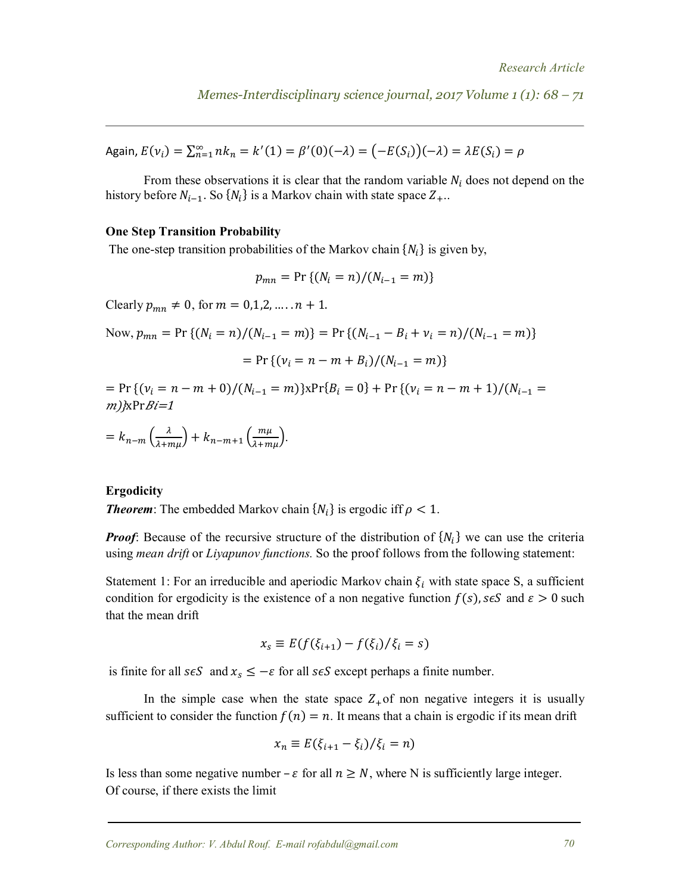Again, $E(\nu_i) = \sum_{n=1}^{\infty} nk_n = k'(1) = \beta'(0)(-\lambda) = \left(-E(S_i)\right)(-\lambda) = \lambda E(S_i) = \rho$

From these observations it is clear that the random variable $N_i$ does not depend on the history before $N_{i-1}$. So $\{N_i\}$ is a Markov chain with state space $Z_+$..

**One Step Transition Probability**

The one-step transition probabilities of the Markov chain $\{N_i\}$ is given by,

$$p_{mn} = \Pr\{(N_i = n)/(N_{i-1} = m)\}$$

Clearly $p_{mn} \neq 0$, for $m = 0,1,2, \ldots .n+1$.

Now, $p_{mn} = \Pr\{(N_i = n)/(N_{i-1} = m)\} = \Pr\{(N_{i-1} - B_i + \nu_i = n)/(N_{i-1} = m)\}$

$$= \Pr\{(\nu_i = n - m + B_i)/(N_{i-1} = m)\}$$

$= \Pr\{(\nu_i = n - m + 0)/(N_{i-1} = m)\} \text{x} \Pr\{B_i = 0\} + \Pr\{(\nu_i = n - m + 1)/(N_{i-1} = m)\} \text{x} \Pr Bi=1$

$= k_{n-m}\left(\frac{\lambda}{\lambda + m\mu}\right) + k_{n-m+1}\left(\frac{m\mu}{\lambda + m\mu}\right).$

**Ergodicity**

***Theorem***: The embedded Markov chain $\{N_i\}$ is ergodic iff $\rho < 1$.

***Proof***: Because of the recursive structure of the distribution of $\{N_i\}$ we can use the criteria using *mean drift* or *Liyapunov functions.* So the proof follows from the following statement:

Statement 1: For an irreducible and aperiodic Markov chain $\xi_i$ with state space S, a sufficient condition for ergodicity is the existence of a non negative function $f(s), s \epsilon S$ and $\varepsilon > 0$ such that the mean drift

$$x_s \equiv E(f(\xi_{i+1}) - f(\xi_i)/\xi_i = s)$$

is finite for all $s \epsilon S$ and $x_s \leq -\varepsilon$ for all $s \epsilon S$ except perhaps a finite number.

In the simple case when the state space $Z_+$of non negative integers it is usually sufficient to consider the function $f(n) = n$. It means that a chain is ergodic if its mean drift

$$x_n \equiv E(\xi_{i+1} - \xi_i)/\xi_i = n)$$

Is less than some negative number $-\varepsilon$ for all $n \geq N$, where N is sufficiently large integer.
Of course, if there exists the limit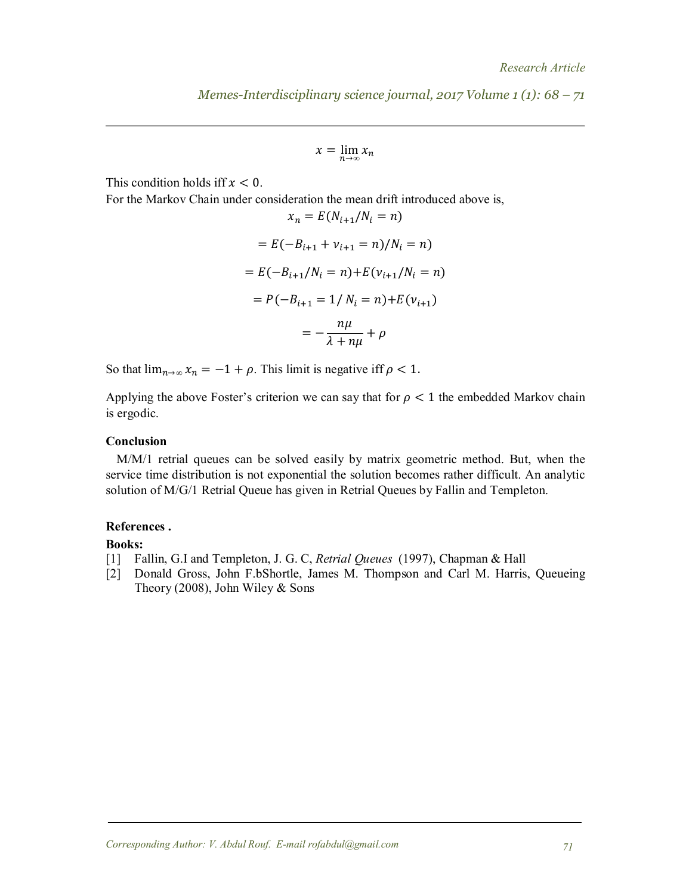$$x = \lim_{n \to \infty} x_n$$

This condition holds iff $x < 0$.

For the Markov Chain under consideration the mean drift introduced above is,

$$x_n = E(N_{i+1}/N_i = n)$$

$$= E(-B_{i+1} + v_{i+1} = n)/N_i = n)$$

$$= E(-B_{i+1}/N_i = n) + E(v_{i+1}/N_i = n)$$

$$= P(-B_{i+1} = 1/\ N_i = n) + E(v_{i+1})$$

$$= -\frac{n\mu}{\lambda + n\mu} + \rho$$

So that $\lim_{n\to\infty} x_n = -1 + \rho$. This limit is negative iff $\rho < 1$.

Applying the above Foster's criterion we can say that for $\rho < 1$ the embedded Markov chain is ergodic.

### Conclusion

M/M/1 retrial queues can be solved easily by matrix geometric method. But, when the service time distribution is not exponential the solution becomes rather difficult. An analytic solution of M/G/1 Retrial Queue has given in Retrial Queues by Fallin and Templeton.

### References .

**Books:**

[1] Fallin, G.I and Templeton, J. G. C, *Retrial Queues* (1997), Chapman & Hall

[2] Donald Gross, John F.bShortle, James M. Thompson and Carl M. Harris, Queueing Theory (2008), John Wiley & Sons